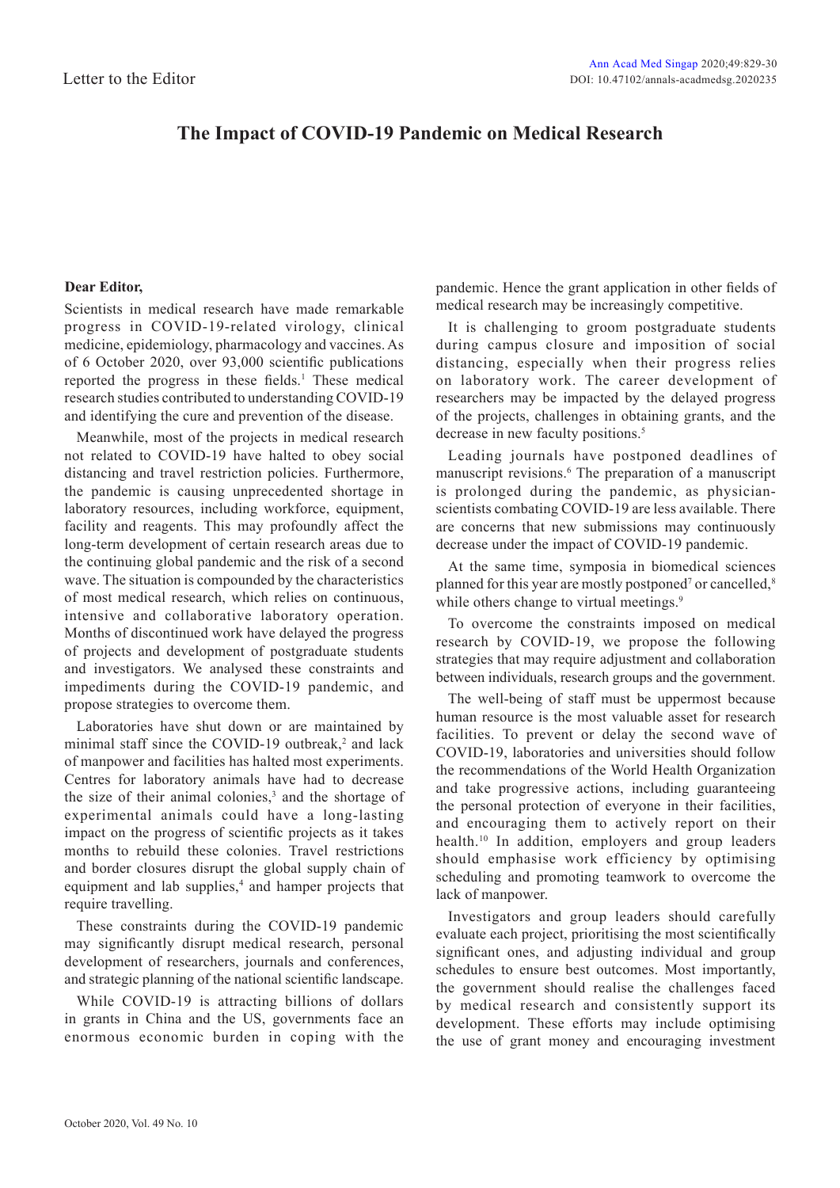Letter to the Editor

# The Impact of COVID-19 Pandemic on Medical Research

**Dear Editor,**

Scientists in medical research have made remarkable progress in COVID-19-related virology, clinical medicine, epidemiology, pharmacology and vaccines. As of 6 October 2020, over 93,000 scientific publications reported the progress in these fields.[1] These medical research studies contributed to understanding COVID-19 and identifying the cure and prevention of the disease.

Meanwhile, most of the projects in medical research not related to COVID-19 have halted to obey social distancing and travel restriction policies. Furthermore, the pandemic is causing unprecedented shortage in laboratory resources, including workforce, equipment, facility and reagents. This may profoundly affect the long-term development of certain research areas due to the continuing global pandemic and the risk of a second wave. The situation is compounded by the characteristics of most medical research, which relies on continuous, intensive and collaborative laboratory operation. Months of discontinued work have delayed the progress of projects and development of postgraduate students and investigators. We analysed these constraints and impediments during the COVID-19 pandemic, and propose strategies to overcome them.

Laboratories have shut down or are maintained by minimal staff since the COVID-19 outbreak,[2] and lack of manpower and facilities has halted most experiments. Centres for laboratory animals have had to decrease the size of their animal colonies,[3] and the shortage of experimental animals could have a long-lasting impact on the progress of scientific projects as it takes months to rebuild these colonies. Travel restrictions and border closures disrupt the global supply chain of equipment and lab supplies,[4] and hamper projects that require travelling.

These constraints during the COVID-19 pandemic may significantly disrupt medical research, personal development of researchers, journals and conferences, and strategic planning of the national scientific landscape.

While COVID-19 is attracting billions of dollars in grants in China and the US, governments face an enormous economic burden in coping with the pandemic. Hence the grant application in other fields of medical research may be increasingly competitive.

It is challenging to groom postgraduate students during campus closure and imposition of social distancing, especially when their progress relies on laboratory work. The career development of researchers may be impacted by the delayed progress of the projects, challenges in obtaining grants, and the decrease in new faculty positions.[5]

Leading journals have postponed deadlines of manuscript revisions.[6] The preparation of a manuscript is prolonged during the pandemic, as physician-scientists combating COVID-19 are less available. There are concerns that new submissions may continuously decrease under the impact of COVID-19 pandemic.

At the same time, symposia in biomedical sciences planned for this year are mostly postponed[7] or cancelled,[8] while others change to virtual meetings.[9]

To overcome the constraints imposed on medical research by COVID-19, we propose the following strategies that may require adjustment and collaboration between individuals, research groups and the government.

The well-being of staff must be uppermost because human resource is the most valuable asset for research facilities. To prevent or delay the second wave of COVID-19, laboratories and universities should follow the recommendations of the World Health Organization and take progressive actions, including guaranteeing the personal protection of everyone in their facilities, and encouraging them to actively report on their health.[10] In addition, employers and group leaders should emphasise work efficiency by optimising scheduling and promoting teamwork to overcome the lack of manpower.

Investigators and group leaders should carefully evaluate each project, prioritising the most scientifically significant ones, and adjusting individual and group schedules to ensure best outcomes. Most importantly, the government should realise the challenges faced by medical research and consistently support its development. These efforts may include optimising the use of grant money and encouraging investment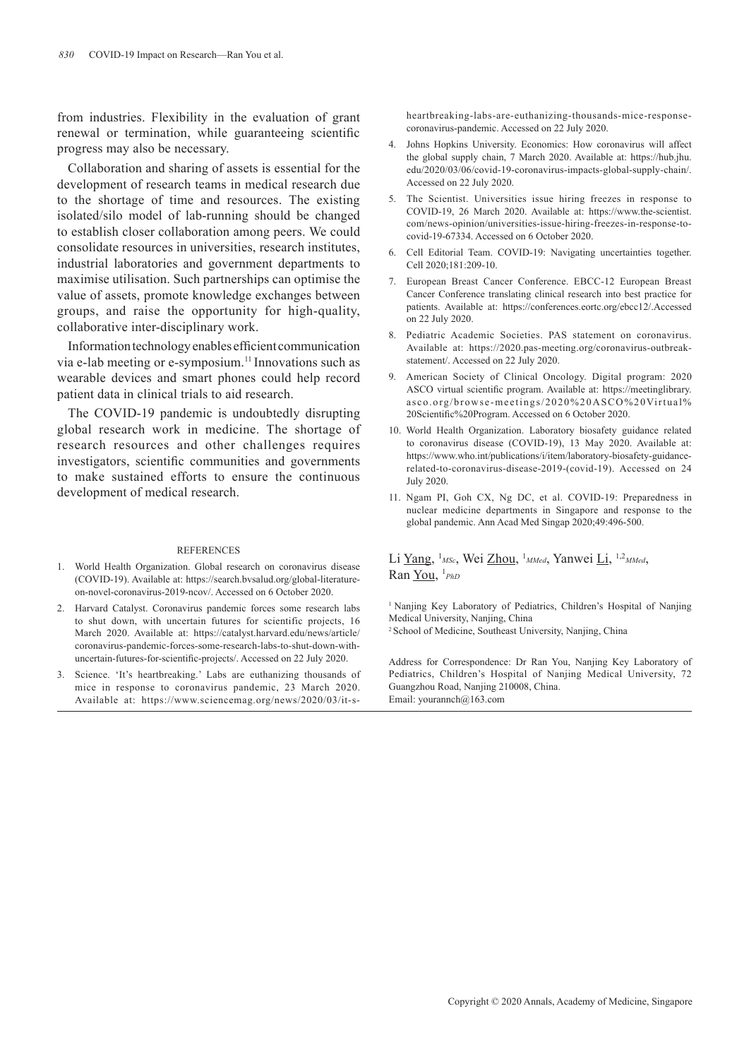from industries. Flexibility in the evaluation of grant renewal or termination, while guaranteeing scientific progress may also be necessary.

Collaboration and sharing of assets is essential for the development of research teams in medical research due to the shortage of time and resources. The existing isolated/silo model of lab-running should be changed to establish closer collaboration among peers. We could consolidate resources in universities, research institutes, industrial laboratories and government departments to maximise utilisation. Such partnerships can optimise the value of assets, promote knowledge exchanges between groups, and raise the opportunity for high-quality, collaborative inter-disciplinary work.

Information technology enables efficient communication via e-lab meeting or e-symposium.[11] Innovations such as wearable devices and smart phones could help record patient data in clinical trials to aid research.

The COVID-19 pandemic is undoubtedly disrupting global research work in medicine. The shortage of research resources and other challenges requires investigators, scientific communities and governments to make sustained efforts to ensure the continuous development of medical research.

## REFERENCES

1. World Health Organization. Global research on coronavirus disease (COVID-19). Available at: https://search.bvsalud.org/global-literature-on-novel-coronavirus-2019-ncov/. Accessed on 6 October 2020.
2. Harvard Catalyst. Coronavirus pandemic forces some research labs to shut down, with uncertain futures for scientific projects, 16 March 2020. Available at: https://catalyst.harvard.edu/news/article/coronavirus-pandemic-forces-some-research-labs-to-shut-down-with-uncertain-futures-for-scientific-projects/. Accessed on 22 July 2020.
3. Science. 'It's heartbreaking.' Labs are euthanizing thousands of mice in response to coronavirus pandemic, 23 March 2020. Available at: https://www.sciencemag.org/news/2020/03/it-s-heartbreaking-labs-are-euthanizing-thousands-mice-response-coronavirus-pandemic. Accessed on 22 July 2020.
4. Johns Hopkins University. Economics: How coronavirus will affect the global supply chain, 7 March 2020. Available at: https://hub.jhu.edu/2020/03/06/covid-19-coronavirus-impacts-global-supply-chain/. Accessed on 22 July 2020.
5. The Scientist. Universities issue hiring freezes in response to COVID-19, 26 March 2020. Available at: https://www.the-scientist.com/news-opinion/universities-issue-hiring-freezes-in-response-to-covid-19-67334. Accessed on 6 October 2020.
6. Cell Editorial Team. COVID-19: Navigating uncertainties together. Cell 2020;181:209-10.
7. European Breast Cancer Conference. EBCC-12 European Breast Cancer Conference translating clinical research into best practice for patients. Available at: https://conferences.eortc.org/ebcc12/.Accessed on 22 July 2020.
8. Pediatric Academic Societies. PAS statement on coronavirus. Available at: https://2020.pas-meeting.org/coronavirus-outbreak-statement/. Accessed on 22 July 2020.
9. American Society of Clinical Oncology. Digital program: 2020 ASCO virtual scientific program. Available at: https://meetinglibrary.asco.org/browse-meetings/2020%20ASCO%20Virtual%20Scientific%20Program. Accessed on 6 October 2020.
10. World Health Organization. Laboratory biosafety guidance related to coronavirus disease (COVID-19), 13 May 2020. Available at: https://www.who.int/publications/i/item/laboratory-biosafety-guidance-related-to-coronavirus-disease-2019-(covid-19). Accessed on 24 July 2020.
11. Ngam PI, Goh CX, Ng DC, et al. COVID-19: Preparedness in nuclear medicine departments in Singapore and response to the global pandemic. Ann Acad Med Singap 2020;49:496-500.

Li Yang, [1] *MSc*, Wei Zhou, [1] *MMed*, Yanwei Li, [1,2] *MMed*, Ran You, [1] *PhD*

[1] Nanjing Key Laboratory of Pediatrics, Children's Hospital of Nanjing Medical University, Nanjing, China
[2] School of Medicine, Southeast University, Nanjing, China

Address for Correspondence: Dr Ran You, Nanjing Key Laboratory of Pediatrics, Children's Hospital of Nanjing Medical University, 72 Guangzhou Road, Nanjing 210008, China.
Email: yourannch@163.com